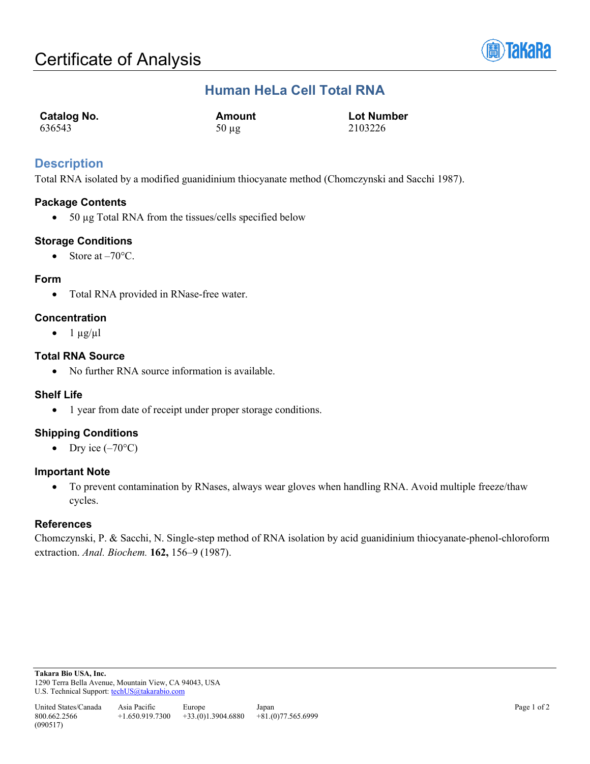# Certificate of Analysis

## Human HeLa Cell Total RNA

| Catalog No. | Amount | Lot Number |
|---|---|---|
| 636543 | 50 µg | 2103226 |

## Description

Total RNA isolated by a modified guanidinium thiocyanate method (Chomczynski and Sacchi 1987).

### Package Contents

- 50 µg Total RNA from the tissues/cells specified below

### Storage Conditions

- Store at –70°C.

### Form

- Total RNA provided in RNase-free water.

### Concentration

- 1 µg/µl

### Total RNA Source

- No further RNA source information is available.

### Shelf Life

- 1 year from date of receipt under proper storage conditions.

### Shipping Conditions

- Dry ice (–70°C)

### Important Note

- To prevent contamination by RNases, always wear gloves when handling RNA. Avoid multiple freeze/thaw cycles.

### References

Chomczynski, P. & Sacchi, N. Single-step method of RNA isolation by acid guanidinium thiocyanate-phenol-chloroform extraction. *Anal. Biochem.* **162,** 156–9 (1987).

**Takara Bio USA, Inc.**
1290 Terra Bella Avenue, Mountain View, CA 94043, USA
U.S. Technical Support: techUS@takarabio.com

| United States/Canada | Asia Pacific | Europe | Japan |
|---|---|---|---|
| 800.662.2566 | +1.650.919.7300 | +33.(0)1.3904.6880 | +81.(0)77.565.6999 |

(090517)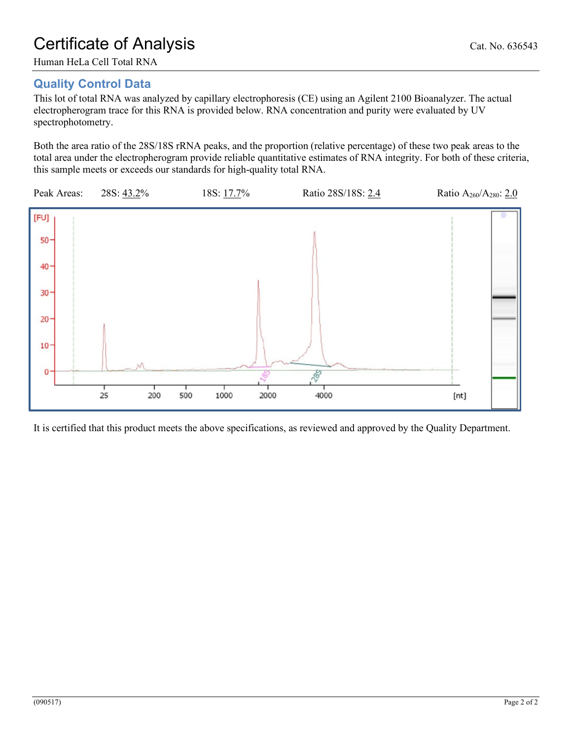# Certificate of Analysis

Cat. No. 636543

Human HeLa Cell Total RNA

## Quality Control Data

This lot of total RNA was analyzed by capillary electrophoresis (CE) using an Agilent 2100 Bioanalyzer. The actual electropherogram trace for this RNA is provided below. RNA concentration and purity were evaluated by UV spectrophotometry.

Both the area ratio of the 28S/18S rRNA peaks, and the proportion (relative percentage) of these two peak areas to the total area under the electropherogram provide reliable quantitative estimates of RNA integrity. For both of these criteria, this sample meets or exceeds our standards for high-quality total RNA.

Peak Areas: 28S: 43.2% 18S: 17.7% Ratio 28S/18S: 2.4 Ratio $A_{260}/A_{280}$: 2.0

It is certified that this product meets the above specifications, as reviewed and approved by the Quality Department.

(090517)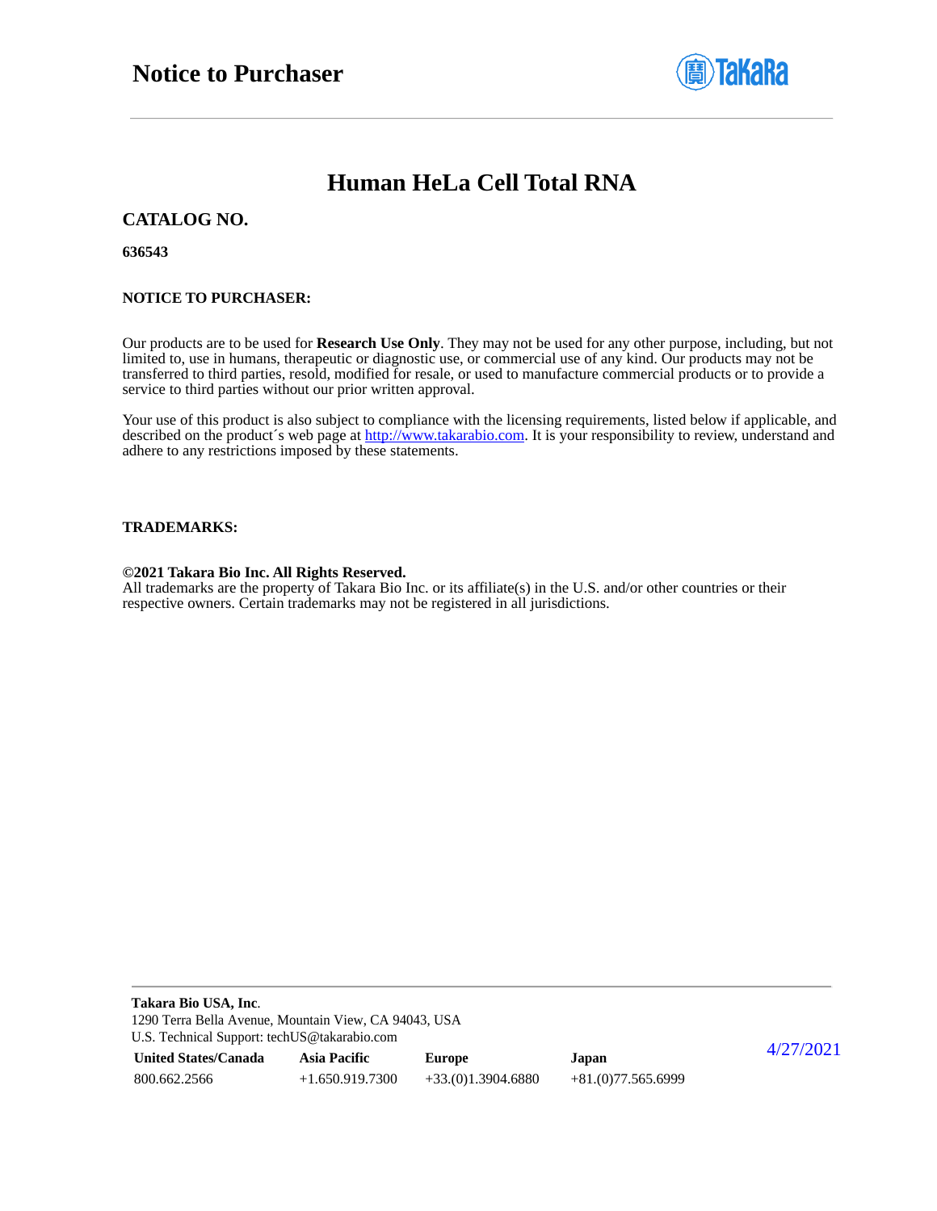# Notice to Purchaser

## Human HeLa Cell Total RNA

### CATALOG NO.

**636543**

**NOTICE TO PURCHASER:**

Our products are to be used for **Research Use Only**. They may not be used for any other purpose, including, but not limited to, use in humans, therapeutic or diagnostic use, or commercial use of any kind. Our products may not be transferred to third parties, resold, modified for resale, or used to manufacture commercial products or to provide a service to third parties without our prior written approval.

Your use of this product is also subject to compliance with the licensing requirements, listed below if applicable, and described on the product´s web page at http://www.takarabio.com. It is your responsibility to review, understand and adhere to any restrictions imposed by these statements.

**TRADEMARKS:**

**©2021 Takara Bio Inc. All Rights Reserved.**
All trademarks are the property of Takara Bio Inc. or its affiliate(s) in the U.S. and/or other countries or their respective owners. Certain trademarks may not be registered in all jurisdictions.

**Takara Bio USA, Inc**.
1290 Terra Bella Avenue, Mountain View, CA 94043, USA
U.S. Technical Support: techUS@takarabio.com

| United States/Canada | Asia Pacific | Europe | Japan |
|---|---|---|---|
| 800.662.2566 | +1.650.919.7300 | +33.(0)1.3904.6880 | +81.(0)77.565.6999 |

4/27/2021